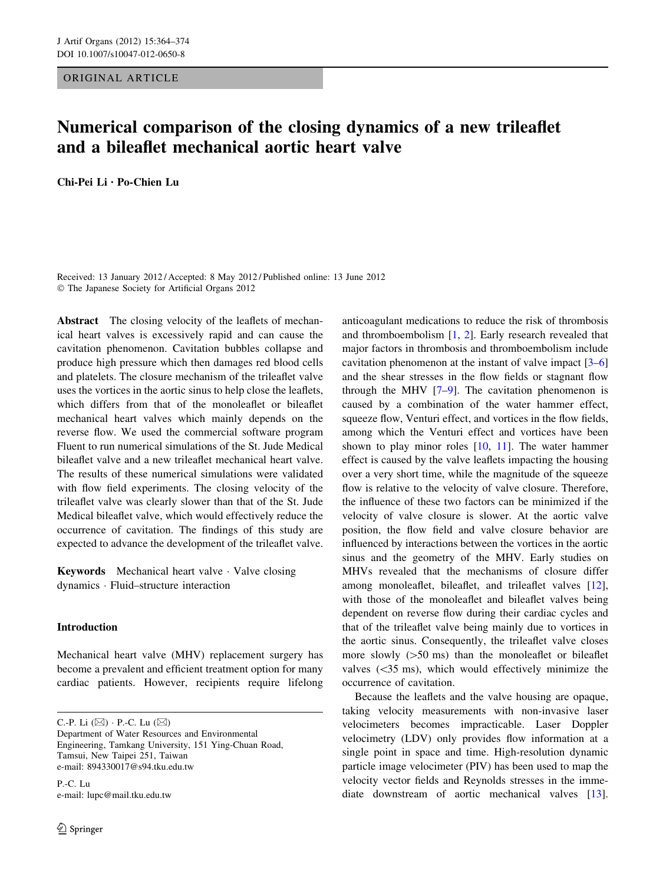ORIGINAL ARTICLE

# Numerical comparison of the closing dynamics of a new trileaflet and a bileaflet mechanical aortic heart valve

**Chi-Pei Li · Po-Chien Lu**

Received: 13 January 2012 / Accepted: 8 May 2012 / Published online: 13 June 2012
© The Japanese Society for Artificial Organs 2012

**Abstract** The closing velocity of the leaflets of mechanical heart valves is excessively rapid and can cause the cavitation phenomenon. Cavitation bubbles collapse and produce high pressure which then damages red blood cells and platelets. The closure mechanism of the trileaflet valve uses the vortices in the aortic sinus to help close the leaflets, which differs from that of the monoleaflet or bileaflet mechanical heart valves which mainly depends on the reverse flow. We used the commercial software program Fluent to run numerical simulations of the St. Jude Medical bileaflet valve and a new trileaflet mechanical heart valve. The results of these numerical simulations were validated with flow field experiments. The closing velocity of the trileaflet valve was clearly slower than that of the St. Jude Medical bileaflet valve, which would effectively reduce the occurrence of cavitation. The findings of this study are expected to advance the development of the trileaflet valve.

**Keywords** Mechanical heart valve · Valve closing dynamics · Fluid–structure interaction

## Introduction

Mechanical heart valve (MHV) replacement surgery has become a prevalent and efficient treatment option for many cardiac patients. However, recipients require lifelong anticoagulant medications to reduce the risk of thrombosis and thromboembolism [1, 2]. Early research revealed that major factors in thrombosis and thromboembolism include cavitation phenomenon at the instant of valve impact [3–6] and the shear stresses in the flow fields or stagnant flow through the MHV [7–9]. The cavitation phenomenon is caused by a combination of the water hammer effect, squeeze flow, Venturi effect, and vortices in the flow fields, among which the Venturi effect and vortices have been shown to play minor roles [10, 11]. The water hammer effect is caused by the valve leaflets impacting the housing over a very short time, while the magnitude of the squeeze flow is relative to the velocity of valve closure. Therefore, the influence of these two factors can be minimized if the velocity of valve closure is slower. At the aortic valve position, the flow field and valve closure behavior are influenced by interactions between the vortices in the aortic sinus and the geometry of the MHV. Early studies on MHVs revealed that the mechanisms of closure differ among monoleaflet, bileaflet, and trileaflet valves [12], with those of the monoleaflet and bileaflet valves being dependent on reverse flow during their cardiac cycles and that of the trileaflet valve being mainly due to vortices in the aortic sinus. Consequently, the trileaflet valve closes more slowly (>50 ms) than the monoleaflet or bileaflet valves (<35 ms), which would effectively minimize the occurrence of cavitation.

Because the leaflets and the valve housing are opaque, taking velocity measurements with non-invasive laser velocimeters becomes impracticable. Laser Doppler velocimetry (LDV) only provides flow information at a single point in space and time. High-resolution dynamic particle image velocimeter (PIV) has been used to map the velocity vector fields and Reynolds stresses in the immediate downstream of aortic mechanical valves [13].

C.-P. Li (✉) · P.-C. Lu (✉)
Department of Water Resources and Environmental Engineering, Tamkang University, 151 Ying-Chuan Road, Tamsui, New Taipei 251, Taiwan
e-mail: 894330017@s94.tku.edu.tw

P.-C. Lu
e-mail: lupc@mail.tku.edu.tw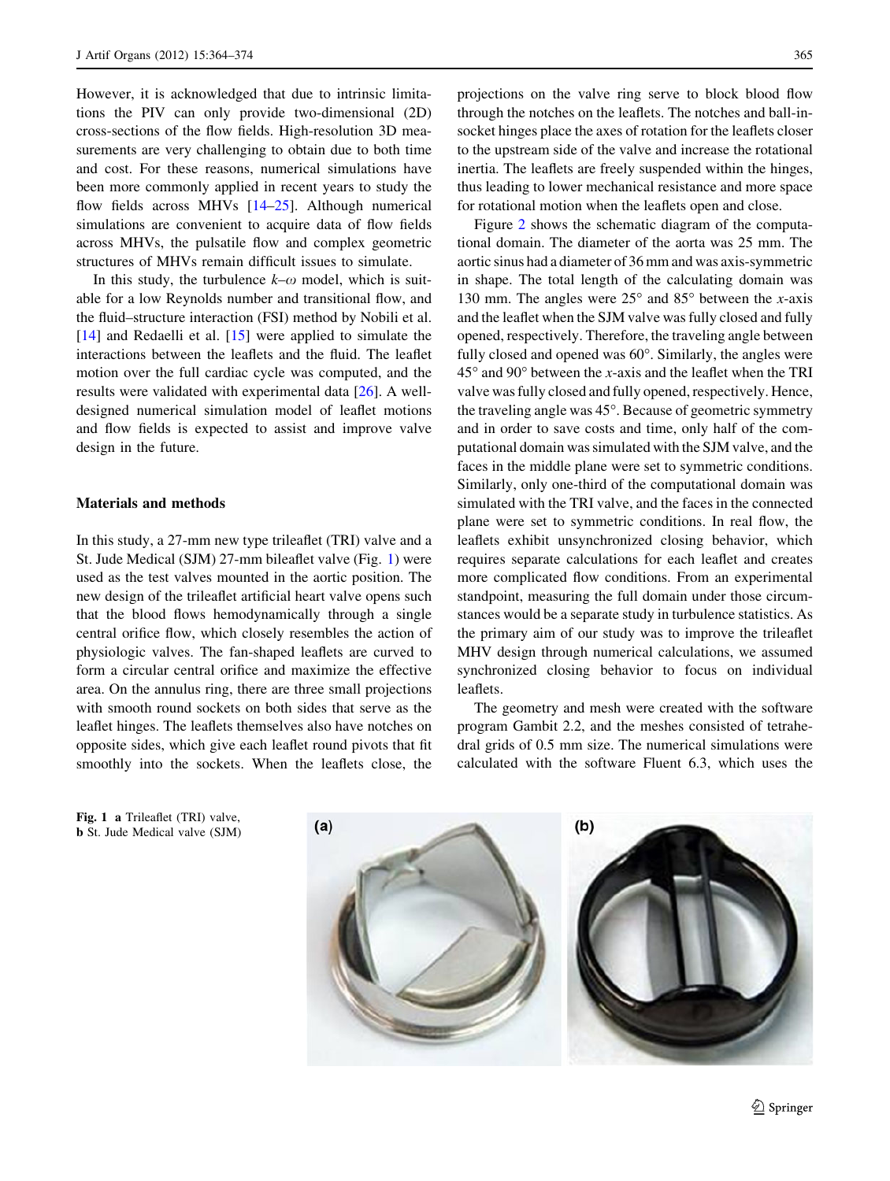However, it is acknowledged that due to intrinsic limitations the PIV can only provide two-dimensional (2D) cross-sections of the flow fields. High-resolution 3D measurements are very challenging to obtain due to both time and cost. For these reasons, numerical simulations have been more commonly applied in recent years to study the flow fields across MHVs [14–25]. Although numerical simulations are convenient to acquire data of flow fields across MHVs, the pulsatile flow and complex geometric structures of MHVs remain difficult issues to simulate.

In this study, the turbulence $k$–$\omega$ model, which is suitable for a low Reynolds number and transitional flow, and the fluid–structure interaction (FSI) method by Nobili et al. [14] and Redaelli et al. [15] were applied to simulate the interactions between the leaflets and the fluid. The leaflet motion over the full cardiac cycle was computed, and the results were validated with experimental data [26]. A well-designed numerical simulation model of leaflet motions and flow fields is expected to assist and improve valve design in the future.

## Materials and methods

In this study, a 27-mm new type trileaflet (TRI) valve and a St. Jude Medical (SJM) 27-mm bileaflet valve (Fig. 1) were used as the test valves mounted in the aortic position. The new design of the trileaflet artificial heart valve opens such that the blood flows hemodynamically through a single central orifice flow, which closely resembles the action of physiologic valves. The fan-shaped leaflets are curved to form a circular central orifice and maximize the effective area. On the annulus ring, there are three small projections with smooth round sockets on both sides that serve as the leaflet hinges. The leaflets themselves also have notches on opposite sides, which give each leaflet round pivots that fit smoothly into the sockets. When the leaflets close, the projections on the valve ring serve to block blood flow through the notches on the leaflets. The notches and ball-in-socket hinges place the axes of rotation for the leaflets closer to the upstream side of the valve and increase the rotational inertia. The leaflets are freely suspended within the hinges, thus leading to lower mechanical resistance and more space for rotational motion when the leaflets open and close.

Figure 2 shows the schematic diagram of the computational domain. The diameter of the aorta was 25 mm. The aortic sinus had a diameter of 36 mm and was axis-symmetric in shape. The total length of the calculating domain was 130 mm. The angles were 25° and 85° between the $x$-axis and the leaflet when the SJM valve was fully closed and fully opened, respectively. Therefore, the traveling angle between fully closed and opened was 60°. Similarly, the angles were 45° and 90° between the $x$-axis and the leaflet when the TRI valve was fully closed and fully opened, respectively. Hence, the traveling angle was 45°. Because of geometric symmetry and in order to save costs and time, only half of the computational domain was simulated with the SJM valve, and the faces in the middle plane were set to symmetric conditions. Similarly, only one-third of the computational domain was simulated with the TRI valve, and the faces in the connected plane were set to symmetric conditions. In real flow, the leaflets exhibit unsynchronized closing behavior, which requires separate calculations for each leaflet and creates more complicated flow conditions. From an experimental standpoint, measuring the full domain under those circumstances would be a separate study in turbulence statistics. As the primary aim of our study was to improve the trileaflet MHV design through numerical calculations, we assumed synchronized closing behavior to focus on individual leaflets.

The geometry and mesh were created with the software program Gambit 2.2, and the meshes consisted of tetrahedral grids of 0.5 mm size. The numerical simulations were calculated with the software Fluent 6.3, which uses the

**Fig. 1** **a** Trileaflet (TRI) valve, **b** St. Jude Medical valve (SJM)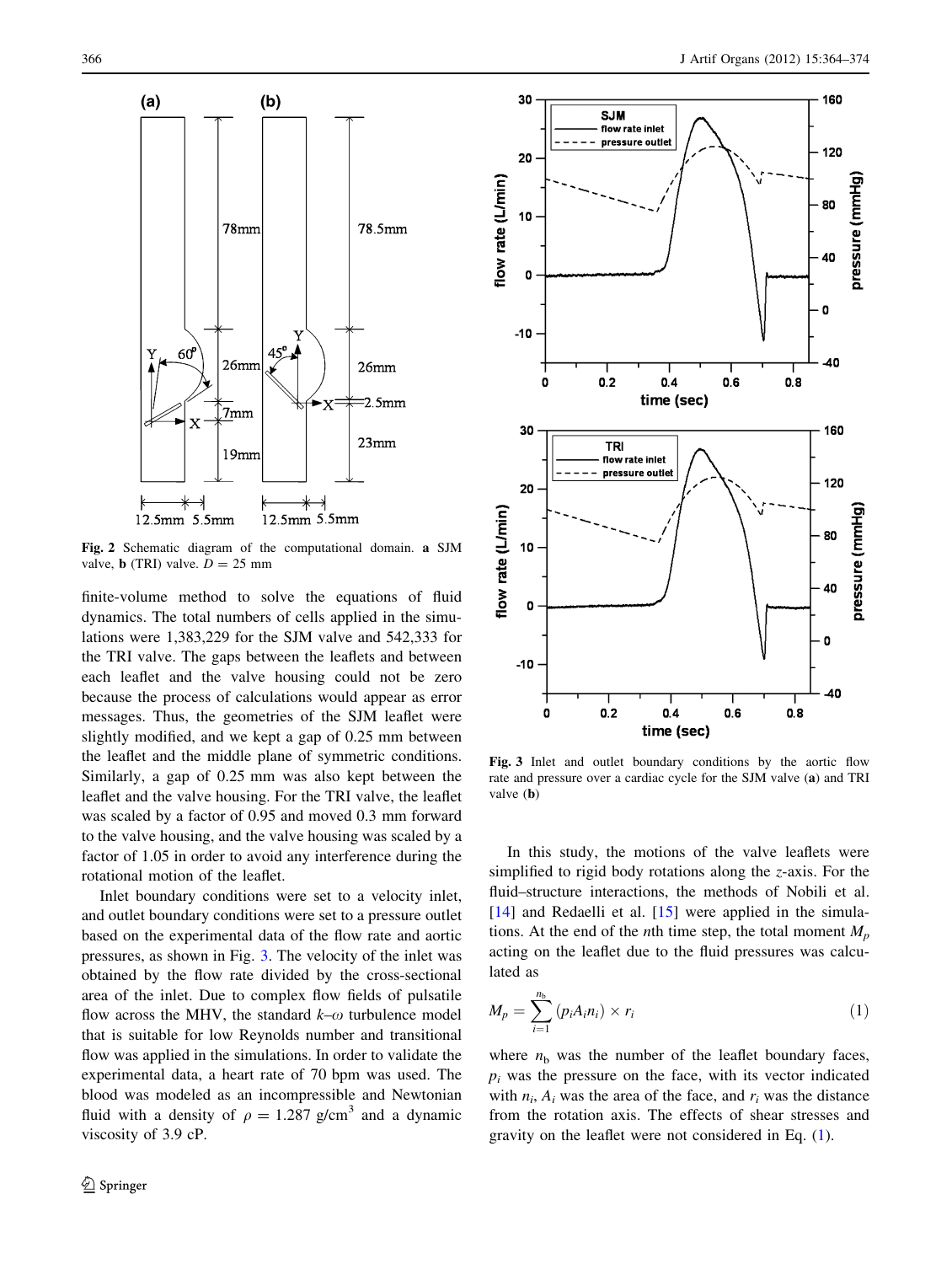Fig. 2 Schematic diagram of the computational domain. **a** SJM valve, **b** (TRI) valve. $D = 25$ mm

finite-volume method to solve the equations of fluid dynamics. The total numbers of cells applied in the simulations were 1,383,229 for the SJM valve and 542,333 for the TRI valve. The gaps between the leaflets and between each leaflet and the valve housing could not be zero because the process of calculations would appear as error messages. Thus, the geometries of the SJM leaflet were slightly modified, and we kept a gap of 0.25 mm between the leaflet and the middle plane of symmetric conditions. Similarly, a gap of 0.25 mm was also kept between the leaflet and the valve housing. For the TRI valve, the leaflet was scaled by a factor of 0.95 and moved 0.3 mm forward to the valve housing, and the valve housing was scaled by a factor of 1.05 in order to avoid any interference during the rotational motion of the leaflet.

Inlet boundary conditions were set to a velocity inlet, and outlet boundary conditions were set to a pressure outlet based on the experimental data of the flow rate and aortic pressures, as shown in Fig. 3. The velocity of the inlet was obtained by the flow rate divided by the cross-sectional area of the inlet. Due to complex flow fields of pulsatile flow across the MHV, the standard $k$–$\omega$ turbulence model that is suitable for low Reynolds number and transitional flow was applied in the simulations. In order to validate the experimental data, a heart rate of 70 bpm was used. The blood was modeled as an incompressible and Newtonian fluid with a density of $\rho = 1.287$ g/cm$^3$ and a dynamic viscosity of 3.9 cP.

Fig. 3 Inlet and outlet boundary conditions by the aortic flow rate and pressure over a cardiac cycle for the SJM valve (**a**) and TRI valve (**b**)

In this study, the motions of the valve leaflets were simplified to rigid body rotations along the $z$-axis. For the fluid–structure interactions, the methods of Nobili et al. [14] and Redaelli et al. [15] were applied in the simulations. At the end of the $n$th time step, the total moment $M_p$ acting on the leaflet due to the fluid pressures was calculated as

$$M_p = \sum_{i=1}^{n_b} (p_i A_i n_i) \times r_i \qquad (1)$$

where $n_b$ was the number of the leaflet boundary faces, $p_i$ was the pressure on the face, with its vector indicated with $n_i$, $A_i$ was the area of the face, and $r_i$ was the distance from the rotation axis. The effects of shear stresses and gravity on the leaflet were not considered in Eq. (1).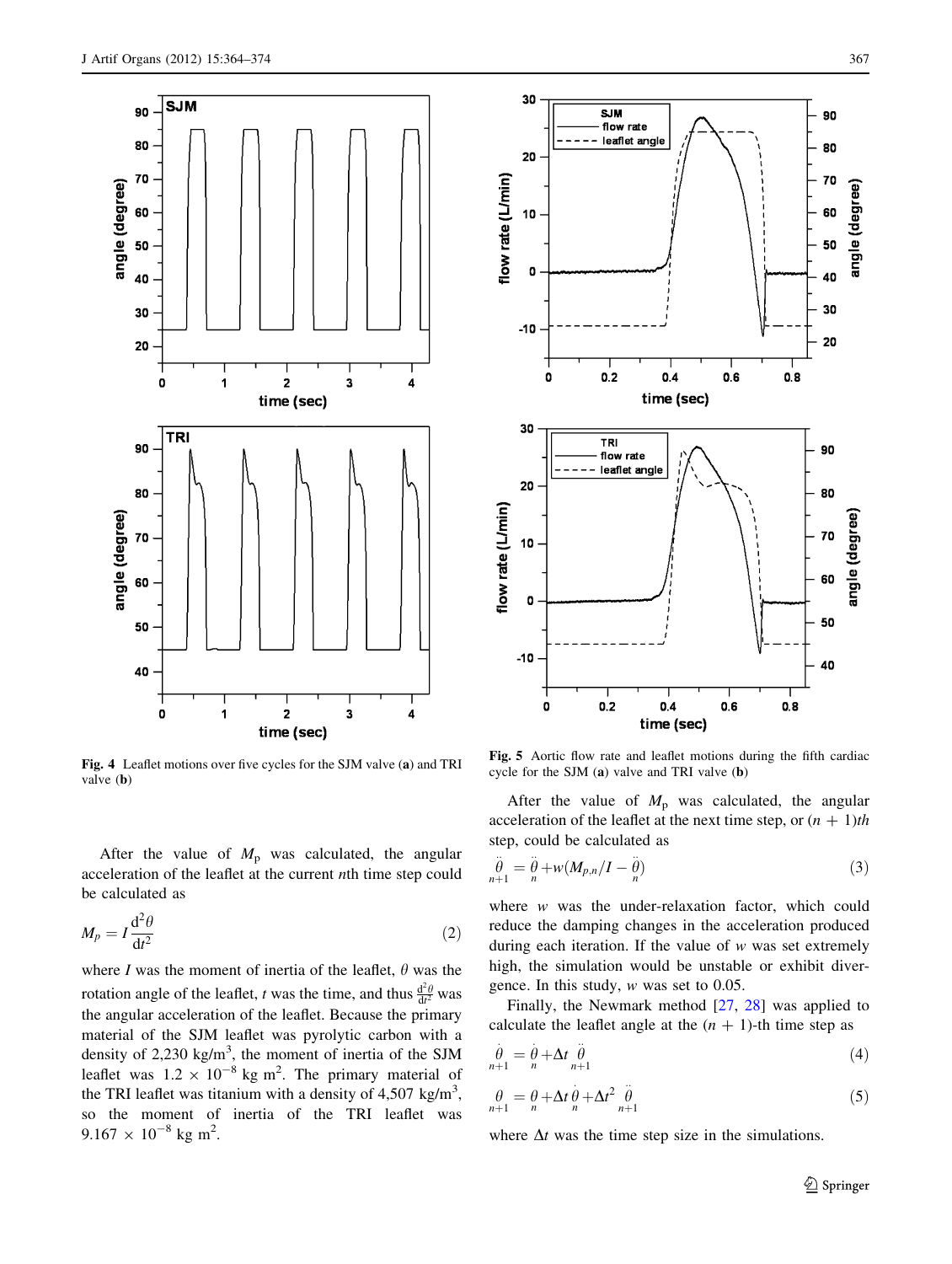Fig. 4 Leaflet motions over five cycles for the SJM valve (**a**) and TRI valve (**b**)

Fig. 5 Aortic flow rate and leaflet motions during the fifth cardiac cycle for the SJM (**a**) valve and TRI valve (**b**)

After the value of $M_p$ was calculated, the angular acceleration of the leaflet at the current $n$th time step could be calculated as

$$M_p = I\frac{d^2\theta}{dt^2} \tag{2}$$

where $I$ was the moment of inertia of the leaflet, $\theta$ was the rotation angle of the leaflet, $t$ was the time, and thus $\frac{d^2\theta}{dt^2}$ was the angular acceleration of the leaflet. Because the primary material of the SJM leaflet was pyrolytic carbon with a density of 2,230 kg/m$^3$, the moment of inertia of the SJM leaflet was $1.2 \times 10^{-8}$ kg m$^2$. The primary material of the TRI leaflet was titanium with a density of 4,507 kg/m$^3$, so the moment of inertia of the TRI leaflet was $9.167 \times 10^{-8}$ kg m$^2$.

After the value of $M_p$ was calculated, the angular acceleration of the leaflet at the next time step, or $(n + 1)th$ step, could be calculated as

$$\ddot{\theta}_{n+1} = \ddot{\theta}_n + w(M_{p,n}/I - \ddot{\theta}_n) \tag{3}$$

where $w$ was the under-relaxation factor, which could reduce the damping changes in the acceleration produced during each iteration. If the value of $w$ was set extremely high, the simulation would be unstable or exhibit divergence. In this study, $w$ was set to 0.05.

Finally, the Newmark method [27, 28] was applied to calculate the leaflet angle at the $(n + 1)$-th time step as

$$\dot{\theta}_{n+1} = \dot{\theta}_n + \Delta t\, \ddot{\theta}_{n+1} \tag{4}$$

$$\theta_{n+1} = \theta_n + \Delta t\, \dot{\theta}_n + \Delta t^2\, \ddot{\theta}_{n+1} \tag{5}$$

where $\Delta t$ was the time step size in the simulations.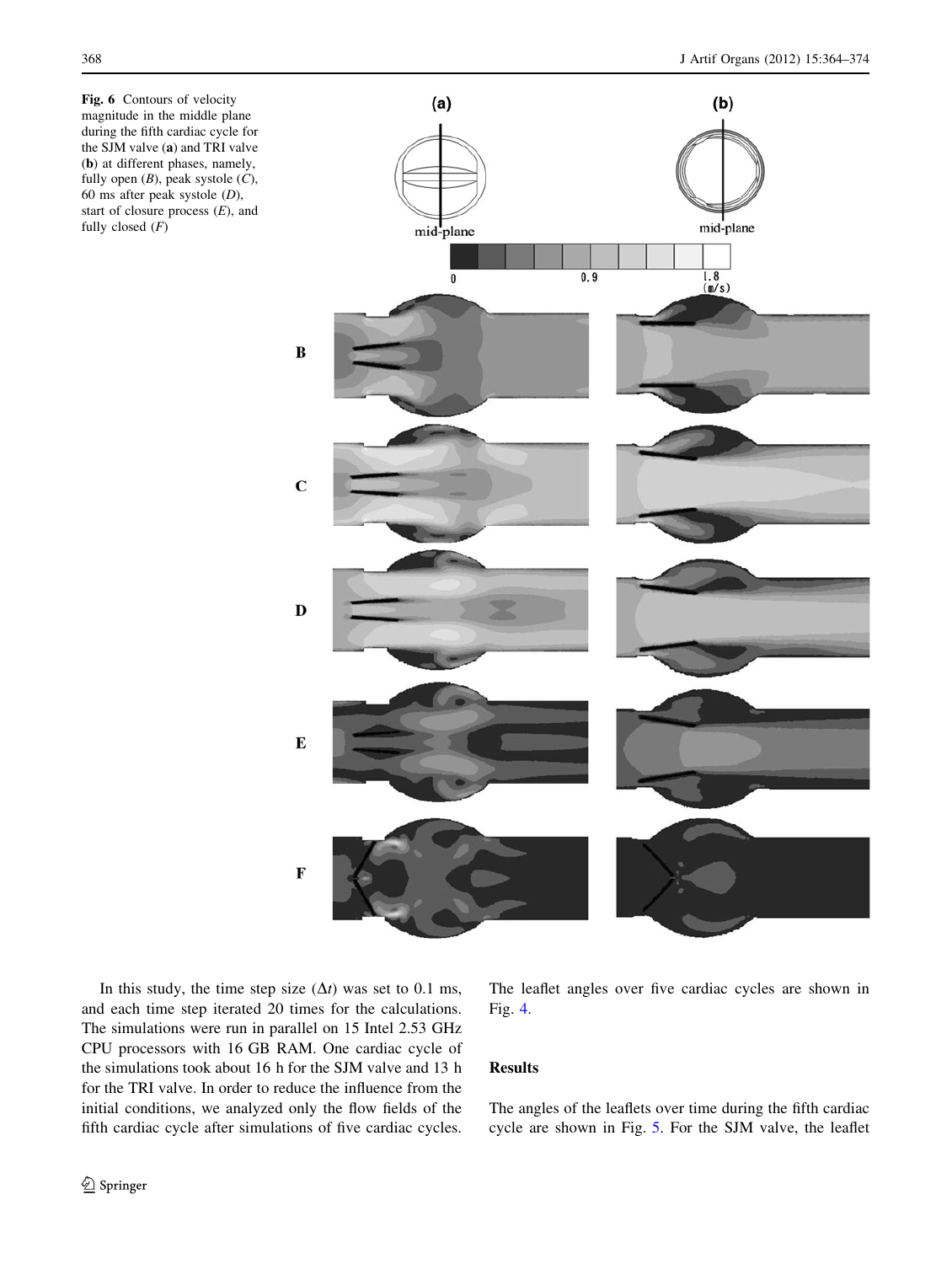**Fig. 6** Contours of velocity magnitude in the middle plane during the fifth cardiac cycle for the SJM valve (**a**) and TRI valve (**b**) at different phases, namely, fully open (*B*), peak systole (*C*), 60 ms after peak systole (*D*), start of closure process (*E*), and fully closed (*F*)

In this study, the time step size ($\Delta t$) was set to 0.1 ms, and each time step iterated 20 times for the calculations. The simulations were run in parallel on 15 Intel 2.53 GHz CPU processors with 16 GB RAM. One cardiac cycle of the simulations took about 16 h for the SJM valve and 13 h for the TRI valve. In order to reduce the influence from the initial conditions, we analyzed only the flow fields of the fifth cardiac cycle after simulations of five cardiac cycles. The leaflet angles over five cardiac cycles are shown in Fig. 4.

## Results

The angles of the leaflets over time during the fifth cardiac cycle are shown in Fig. 5. For the SJM valve, the leaflet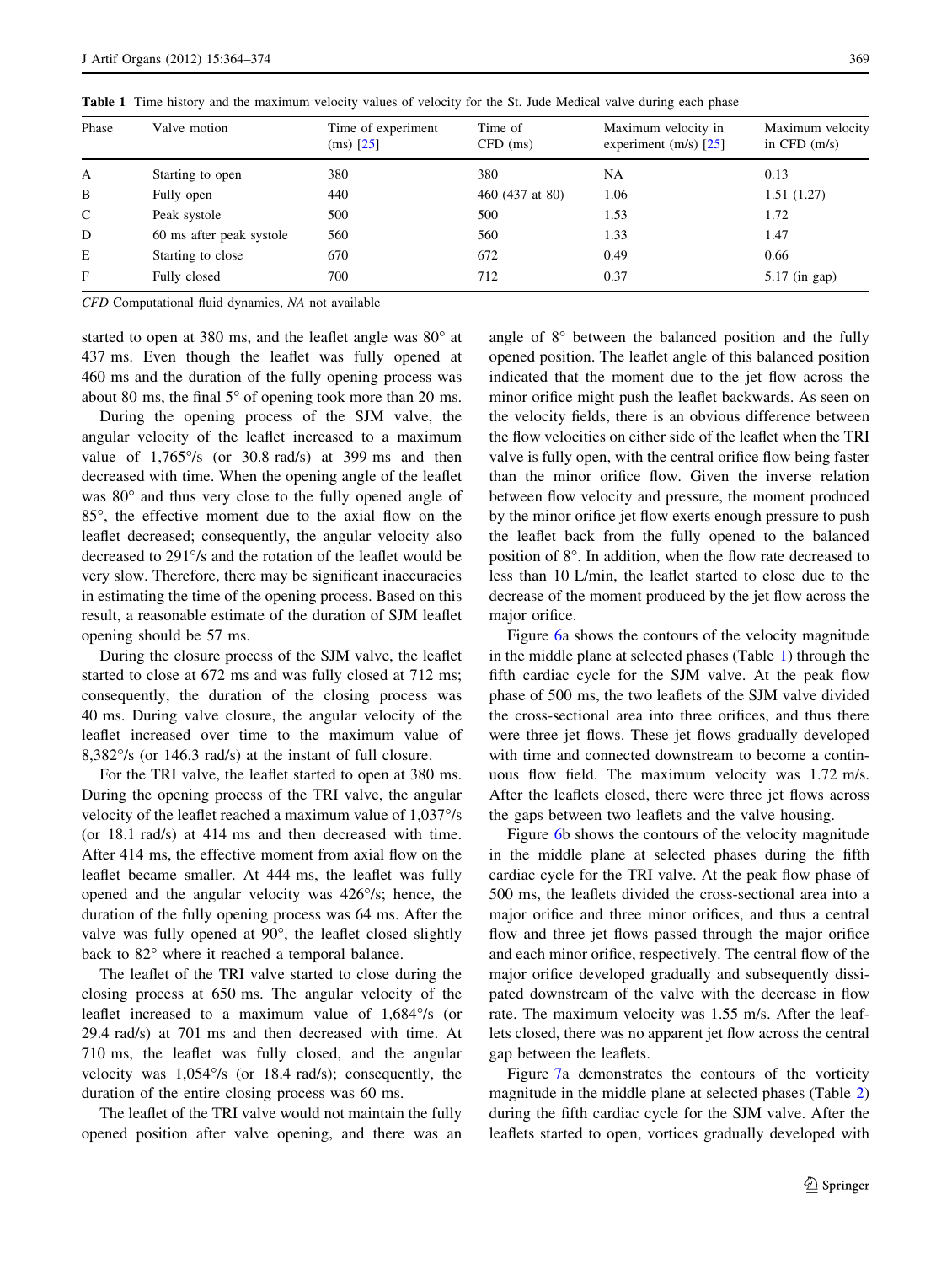**Table 1** Time history and the maximum velocity values of velocity for the St. Jude Medical valve during each phase

| Phase | Valve motion | Time of experiment (ms) [25] | Time of CFD (ms) | Maximum velocity in experiment (m/s) [25] | Maximum velocity in CFD (m/s) |
|---|---|---|---|---|---|
| A | Starting to open | 380 | 380 | NA | 0.13 |
| B | Fully open | 440 | 460 (437 at 80) | 1.06 | 1.51 (1.27) |
| C | Peak systole | 500 | 500 | 1.53 | 1.72 |
| D | 60 ms after peak systole | 560 | 560 | 1.33 | 1.47 |
| E | Starting to close | 670 | 672 | 0.49 | 0.66 |
| F | Fully closed | 700 | 712 | 0.37 | 5.17 (in gap) |

*CFD* Computational fluid dynamics, *NA* not available

started to open at 380 ms, and the leaflet angle was 80° at 437 ms. Even though the leaflet was fully opened at 460 ms and the duration of the fully opening process was about 80 ms, the final 5° of opening took more than 20 ms.

During the opening process of the SJM valve, the angular velocity of the leaflet increased to a maximum value of 1,765°/s (or 30.8 rad/s) at 399 ms and then decreased with time. When the opening angle of the leaflet was 80° and thus very close to the fully opened angle of 85°, the effective moment due to the axial flow on the leaflet decreased; consequently, the angular velocity also decreased to 291°/s and the rotation of the leaflet would be very slow. Therefore, there may be significant inaccuracies in estimating the time of the opening process. Based on this result, a reasonable estimate of the duration of SJM leaflet opening should be 57 ms.

During the closure process of the SJM valve, the leaflet started to close at 672 ms and was fully closed at 712 ms; consequently, the duration of the closing process was 40 ms. During valve closure, the angular velocity of the leaflet increased over time to the maximum value of 8,382°/s (or 146.3 rad/s) at the instant of full closure.

For the TRI valve, the leaflet started to open at 380 ms. During the opening process of the TRI valve, the angular velocity of the leaflet reached a maximum value of 1,037°/s (or 18.1 rad/s) at 414 ms and then decreased with time. After 414 ms, the effective moment from axial flow on the leaflet became smaller. At 444 ms, the leaflet was fully opened and the angular velocity was 426°/s; hence, the duration of the fully opening process was 64 ms. After the valve was fully opened at 90°, the leaflet closed slightly back to 82° where it reached a temporal balance.

The leaflet of the TRI valve started to close during the closing process at 650 ms. The angular velocity of the leaflet increased to a maximum value of 1,684°/s (or 29.4 rad/s) at 701 ms and then decreased with time. At 710 ms, the leaflet was fully closed, and the angular velocity was 1,054°/s (or 18.4 rad/s); consequently, the duration of the entire closing process was 60 ms.

The leaflet of the TRI valve would not maintain the fully opened position after valve opening, and there was an angle of 8° between the balanced position and the fully opened position. The leaflet angle of this balanced position indicated that the moment due to the jet flow across the minor orifice might push the leaflet backwards. As seen on the velocity fields, there is an obvious difference between the flow velocities on either side of the leaflet when the TRI valve is fully open, with the central orifice flow being faster than the minor orifice flow. Given the inverse relation between flow velocity and pressure, the moment produced by the minor orifice jet flow exerts enough pressure to push the leaflet back from the fully opened to the balanced position of 8°. In addition, when the flow rate decreased to less than 10 L/min, the leaflet started to close due to the decrease of the moment produced by the jet flow across the major orifice.

Figure 6a shows the contours of the velocity magnitude in the middle plane at selected phases (Table 1) through the fifth cardiac cycle for the SJM valve. At the peak flow phase of 500 ms, the two leaflets of the SJM valve divided the cross-sectional area into three orifices, and thus there were three jet flows. These jet flows gradually developed with time and connected downstream to become a continuous flow field. The maximum velocity was 1.72 m/s. After the leaflets closed, there were three jet flows across the gaps between two leaflets and the valve housing.

Figure 6b shows the contours of the velocity magnitude in the middle plane at selected phases during the fifth cardiac cycle for the TRI valve. At the peak flow phase of 500 ms, the leaflets divided the cross-sectional area into a major orifice and three minor orifices, and thus a central flow and three jet flows passed through the major orifice and each minor orifice, respectively. The central flow of the major orifice developed gradually and subsequently dissipated downstream of the valve with the decrease in flow rate. The maximum velocity was 1.55 m/s. After the leaflets closed, there was no apparent jet flow across the central gap between the leaflets.

Figure 7a demonstrates the contours of the vorticity magnitude in the middle plane at selected phases (Table 2) during the fifth cardiac cycle for the SJM valve. After the leaflets started to open, vortices gradually developed with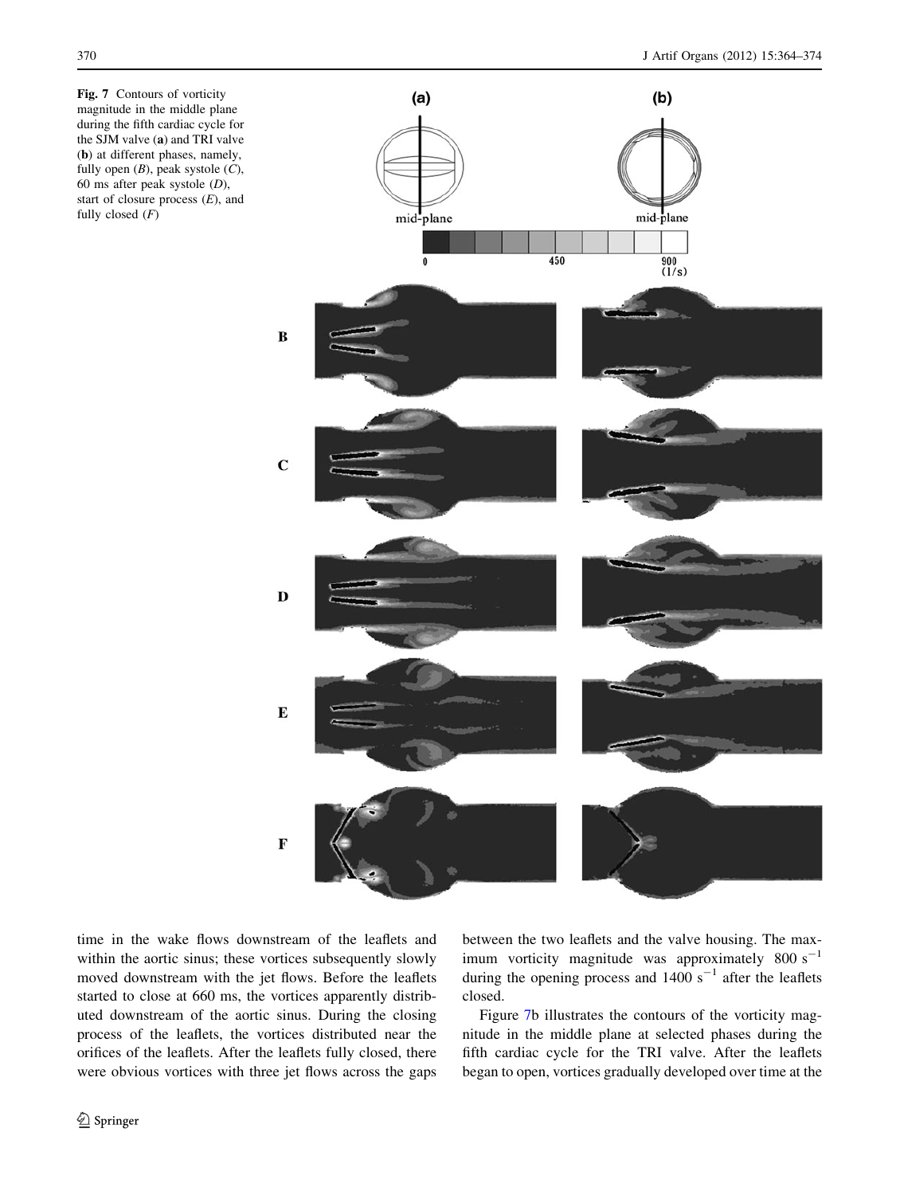Fig. 7 Contours of vorticity magnitude in the middle plane during the fifth cardiac cycle for the SJM valve (**a**) and TRI valve (**b**) at different phases, namely, fully open (*B*), peak systole (*C*), 60 ms after peak systole (*D*), start of closure process (*E*), and fully closed (*F*)

time in the wake flows downstream of the leaflets and within the aortic sinus; these vortices subsequently slowly moved downstream with the jet flows. Before the leaflets started to close at 660 ms, the vortices apparently distributed downstream of the aortic sinus. During the closing process of the leaflets, the vortices distributed near the orifices of the leaflets. After the leaflets fully closed, there were obvious vortices with three jet flows across the gaps between the two leaflets and the valve housing. The maximum vorticity magnitude was approximately 800 $s^{-1}$ during the opening process and 1400 $s^{-1}$ after the leaflets closed.

Figure 7b illustrates the contours of the vorticity magnitude in the middle plane at selected phases during the fifth cardiac cycle for the TRI valve. After the leaflets began to open, vortices gradually developed over time at the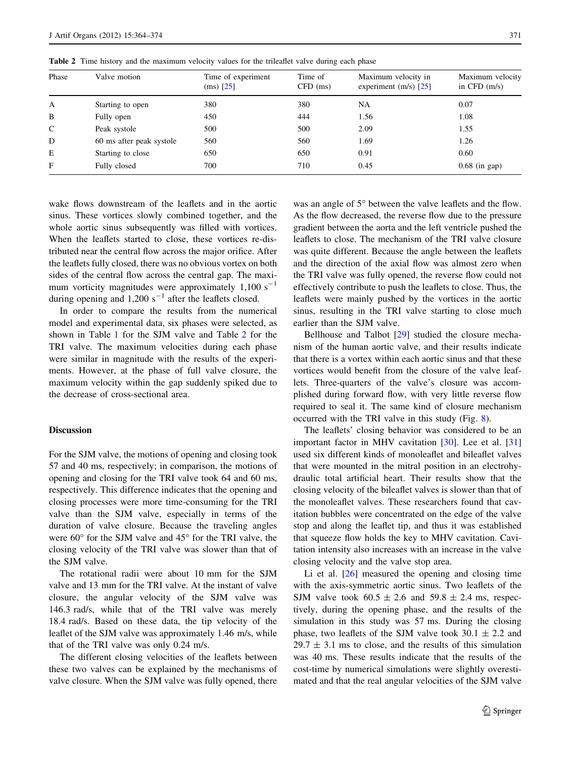**Table 2** Time history and the maximum velocity values for the trileaflet valve during each phase

| Phase | Valve motion | Time of experiment (ms) [25] | Time of CFD (ms) | Maximum velocity in experiment (m/s) [25] | Maximum velocity in CFD (m/s) |
|---|---|---|---|---|---|
| A | Starting to open | 380 | 380 | NA | 0.07 |
| B | Fully open | 450 | 444 | 1.56 | 1.08 |
| C | Peak systole | 500 | 500 | 2.09 | 1.55 |
| D | 60 ms after peak systole | 560 | 560 | 1.69 | 1.26 |
| E | Starting to close | 650 | 650 | 0.91 | 0.60 |
| F | Fully closed | 700 | 710 | 0.45 | 0.68 (in gap) |

wake flows downstream of the leaflets and in the aortic sinus. These vortices slowly combined together, and the whole aortic sinus subsequently was filled with vortices. When the leaflets started to close, these vortices re-distributed near the central flow across the major orifice. After the leaflets fully closed, there was no obvious vortex on both sides of the central flow across the central gap. The maximum vorticity magnitudes were approximately 1,100 $s^{-1}$ during opening and 1,200 $s^{-1}$ after the leaflets closed.

In order to compare the results from the numerical model and experimental data, six phases were selected, as shown in Table 1 for the SJM valve and Table 2 for the TRI valve. The maximum velocities during each phase were similar in magnitude with the results of the experiments. However, at the phase of full valve closure, the maximum velocity within the gap suddenly spiked due to the decrease of cross-sectional area.

## Discussion

For the SJM valve, the motions of opening and closing took 57 and 40 ms, respectively; in comparison, the motions of opening and closing for the TRI valve took 64 and 60 ms, respectively. This difference indicates that the opening and closing processes were more time-consuming for the TRI valve than the SJM valve, especially in terms of the duration of valve closure. Because the traveling angles were 60° for the SJM valve and 45° for the TRI valve, the closing velocity of the TRI valve was slower than that of the SJM valve.

The rotational radii were about 10 mm for the SJM valve and 13 mm for the TRI valve. At the instant of valve closure, the angular velocity of the SJM valve was 146.3 rad/s, while that of the TRI valve was merely 18.4 rad/s. Based on these data, the tip velocity of the leaflet of the SJM valve was approximately 1.46 m/s, while that of the TRI valve was only 0.24 m/s.

The different closing velocities of the leaflets between these two valves can be explained by the mechanisms of valve closure. When the SJM valve was fully opened, there was an angle of 5° between the valve leaflets and the flow. As the flow decreased, the reverse flow due to the pressure gradient between the aorta and the left ventricle pushed the leaflets to close. The mechanism of the TRI valve closure was quite different. Because the angle between the leaflets and the direction of the axial flow was almost zero when the TRI valve was fully opened, the reverse flow could not effectively contribute to push the leaflets to close. Thus, the leaflets were mainly pushed by the vortices in the aortic sinus, resulting in the TRI valve starting to close much earlier than the SJM valve.

Bellhouse and Talbot [29] studied the closure mechanism of the human aortic valve, and their results indicate that there is a vortex within each aortic sinus and that these vortices would benefit from the closure of the valve leaflets. Three-quarters of the valve's closure was accomplished during forward flow, with very little reverse flow required to seal it. The same kind of closure mechanism occurred with the TRI valve in this study (Fig. 8).

The leaflets' closing behavior was considered to be an important factor in MHV cavitation [30]. Lee et al. [31] used six different kinds of monoleaflet and bileaflet valves that were mounted in the mitral position in an electrohydraulic total artificial heart. Their results show that the closing velocity of the bileaflet valves is slower than that of the monoleaflet valves. These researchers found that cavitation bubbles were concentrated on the edge of the valve stop and along the leaflet tip, and thus it was established that squeeze flow holds the key to MHV cavitation. Cavitation intensity also increases with an increase in the valve closing velocity and the valve stop area.

Li et al. [26] measured the opening and closing time with the axis-symmetric aortic sinus. Two leaflets of the SJM valve took $60.5 \pm 2.6$ and $59.8 \pm 2.4$ ms, respectively, during the opening phase, and the results of the simulation in this study was 57 ms. During the closing phase, two leaflets of the SJM valve took $30.1 \pm 2.2$ and $29.7 \pm 3.1$ ms to close, and the results of this simulation was 40 ms. These results indicate that the results of the cost-time by numerical simulations were slightly overestimated and that the real angular velocities of the SJM valve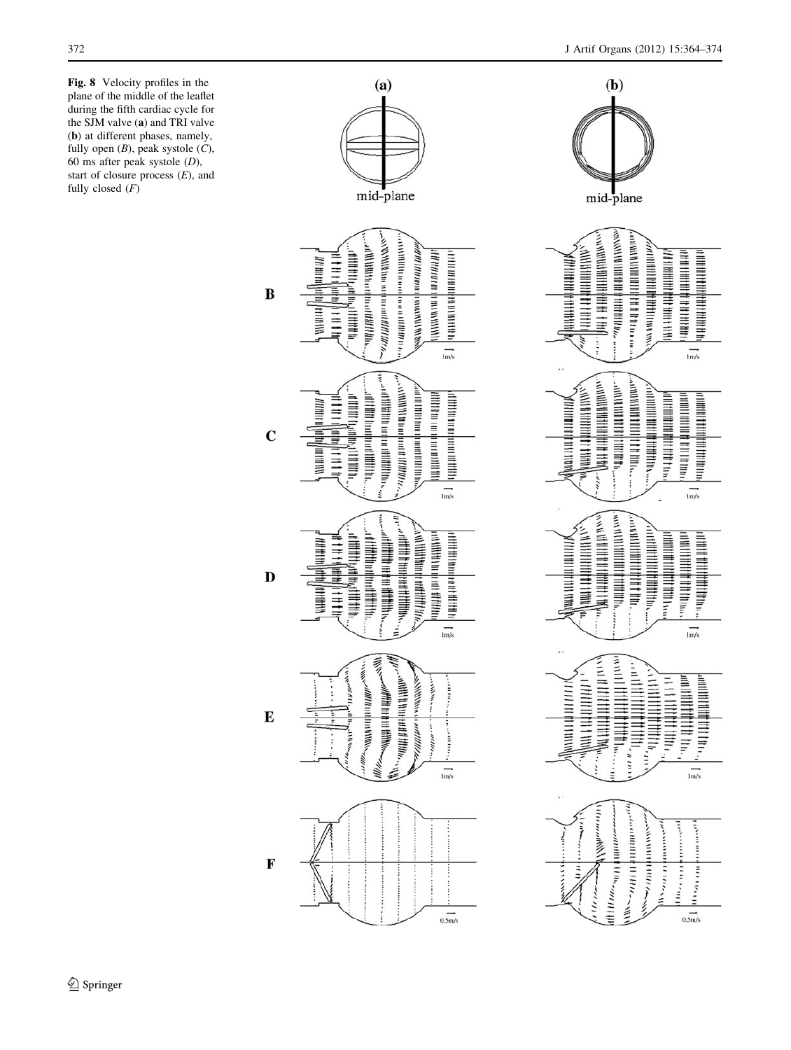**Fig. 8** Velocity profiles in the plane of the middle of the leaflet during the fifth cardiac cycle for the SJM valve (**a**) and TRI valve (**b**) at different phases, namely, fully open (*B*), peak systole (*C*), 60 ms after peak systole (*D*), start of closure process (*E*), and fully closed (*F*)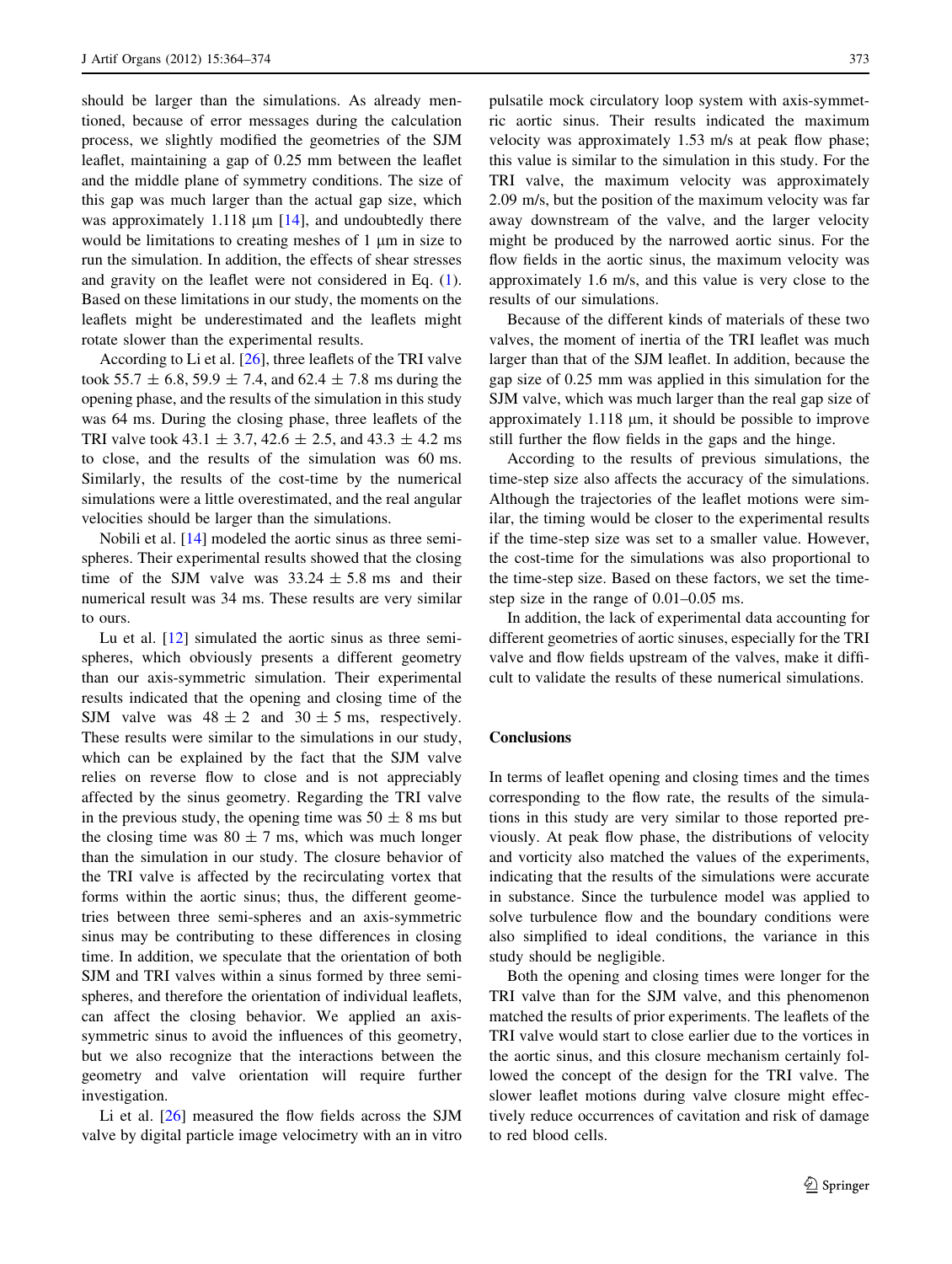should be larger than the simulations. As already mentioned, because of error messages during the calculation process, we slightly modified the geometries of the SJM leaflet, maintaining a gap of 0.25 mm between the leaflet and the middle plane of symmetry conditions. The size of this gap was much larger than the actual gap size, which was approximately 1.118 μm [14], and undoubtedly there would be limitations to creating meshes of 1 μm in size to run the simulation. In addition, the effects of shear stresses and gravity on the leaflet were not considered in Eq. (1). Based on these limitations in our study, the moments on the leaflets might be underestimated and the leaflets might rotate slower than the experimental results.

According to Li et al. [26], three leaflets of the TRI valve took 55.7 ± 6.8, 59.9 ± 7.4, and 62.4 ± 7.8 ms during the opening phase, and the results of the simulation in this study was 64 ms. During the closing phase, three leaflets of the TRI valve took 43.1 ± 3.7, 42.6 ± 2.5, and 43.3 ± 4.2 ms to close, and the results of the simulation was 60 ms. Similarly, the results of the cost-time by the numerical simulations were a little overestimated, and the real angular velocities should be larger than the simulations.

Nobili et al. [14] modeled the aortic sinus as three semi-spheres. Their experimental results showed that the closing time of the SJM valve was 33.24 ± 5.8 ms and their numerical result was 34 ms. These results are very similar to ours.

Lu et al. [12] simulated the aortic sinus as three semi-spheres, which obviously presents a different geometry than our axis-symmetric simulation. Their experimental results indicated that the opening and closing time of the SJM valve was 48 ± 2 and 30 ± 5 ms, respectively. These results were similar to the simulations in our study, which can be explained by the fact that the SJM valve relies on reverse flow to close and is not appreciably affected by the sinus geometry. Regarding the TRI valve in the previous study, the opening time was 50 ± 8 ms but the closing time was 80 ± 7 ms, which was much longer than the simulation in our study. The closure behavior of the TRI valve is affected by the recirculating vortex that forms within the aortic sinus; thus, the different geometries between three semi-spheres and an axis-symmetric sinus may be contributing to these differences in closing time. In addition, we speculate that the orientation of both SJM and TRI valves within a sinus formed by three semi-spheres, and therefore the orientation of individual leaflets, can affect the closing behavior. We applied an axis-symmetric sinus to avoid the influences of this geometry, but we also recognize that the interactions between the geometry and valve orientation will require further investigation.

Li et al. [26] measured the flow fields across the SJM valve by digital particle image velocimetry with an in vitro pulsatile mock circulatory loop system with axis-symmetric aortic sinus. Their results indicated the maximum velocity was approximately 1.53 m/s at peak flow phase; this value is similar to the simulation in this study. For the TRI valve, the maximum velocity was approximately 2.09 m/s, but the position of the maximum velocity was far away downstream of the valve, and the larger velocity might be produced by the narrowed aortic sinus. For the flow fields in the aortic sinus, the maximum velocity was approximately 1.6 m/s, and this value is very close to the results of our simulations.

Because of the different kinds of materials of these two valves, the moment of inertia of the TRI leaflet was much larger than that of the SJM leaflet. In addition, because the gap size of 0.25 mm was applied in this simulation for the SJM valve, which was much larger than the real gap size of approximately 1.118 μm, it should be possible to improve still further the flow fields in the gaps and the hinge.

According to the results of previous simulations, the time-step size also affects the accuracy of the simulations. Although the trajectories of the leaflet motions were similar, the timing would be closer to the experimental results if the time-step size was set to a smaller value. However, the cost-time for the simulations was also proportional to the time-step size. Based on these factors, we set the time-step size in the range of 0.01–0.05 ms.

In addition, the lack of experimental data accounting for different geometries of aortic sinuses, especially for the TRI valve and flow fields upstream of the valves, make it difficult to validate the results of these numerical simulations.

## Conclusions

In terms of leaflet opening and closing times and the times corresponding to the flow rate, the results of the simulations in this study are very similar to those reported previously. At peak flow phase, the distributions of velocity and vorticity also matched the values of the experiments, indicating that the results of the simulations were accurate in substance. Since the turbulence model was applied to solve turbulence flow and the boundary conditions were also simplified to ideal conditions, the variance in this study should be negligible.

Both the opening and closing times were longer for the TRI valve than for the SJM valve, and this phenomenon matched the results of prior experiments. The leaflets of the TRI valve would start to close earlier due to the vortices in the aortic sinus, and this closure mechanism certainly followed the concept of the design for the TRI valve. The slower leaflet motions during valve closure might effectively reduce occurrences of cavitation and risk of damage to red blood cells.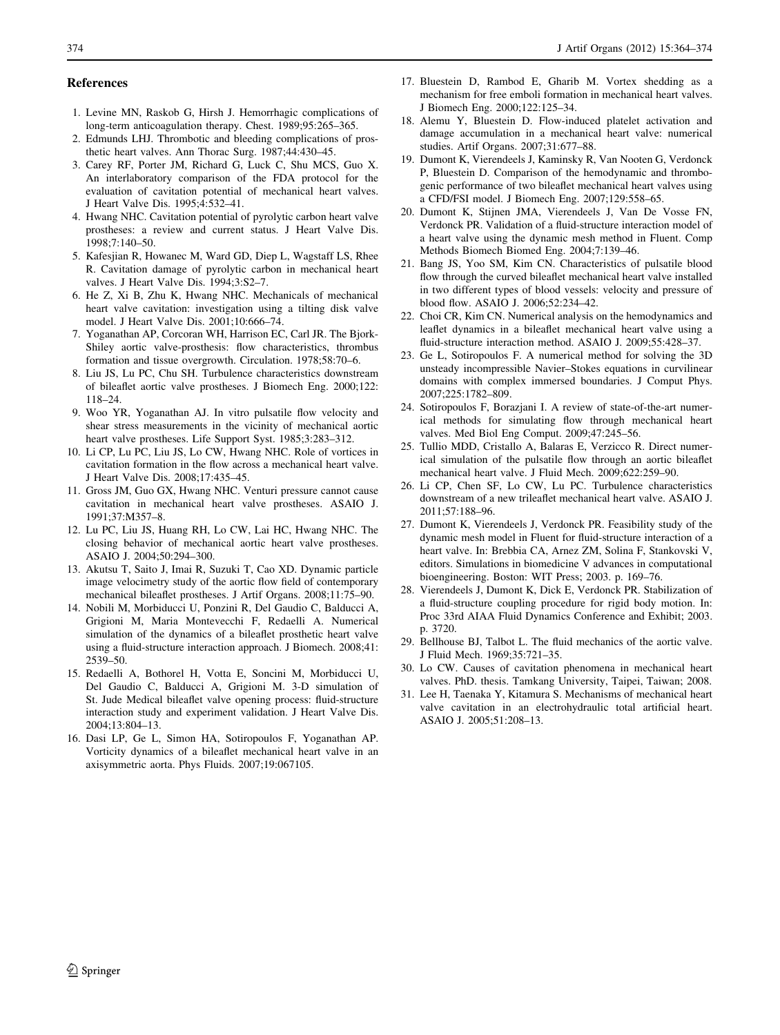## References

1. Levine MN, Raskob G, Hirsh J. Hemorrhagic complications of long-term anticoagulation therapy. Chest. 1989;95:265–365.
2. Edmunds LHJ. Thrombotic and bleeding complications of prosthetic heart valves. Ann Thorac Surg. 1987;44:430–45.
3. Carey RF, Porter JM, Richard G, Luck C, Shu MCS, Guo X. An interlaboratory comparison of the FDA protocol for the evaluation of cavitation potential of mechanical heart valves. J Heart Valve Dis. 1995;4:532–41.
4. Hwang NHC. Cavitation potential of pyrolytic carbon heart valve prostheses: a review and current status. J Heart Valve Dis. 1998;7:140–50.
5. Kafesjian R, Howanec M, Ward GD, Diep L, Wagstaff LS, Rhee R. Cavitation damage of pyrolytic carbon in mechanical heart valves. J Heart Valve Dis. 1994;3:S2–7.
6. He Z, Xi B, Zhu K, Hwang NHC. Mechanicals of mechanical heart valve cavitation: investigation using a tilting disk valve model. J Heart Valve Dis. 2001;10:666–74.
7. Yoganathan AP, Corcoran WH, Harrison EC, Carl JR. The Bjork-Shiley aortic valve-prosthesis: flow characteristics, thrombus formation and tissue overgrowth. Circulation. 1978;58:70–6.
8. Liu JS, Lu PC, Chu SH. Turbulence characteristics downstream of bileaflet aortic valve prostheses. J Biomech Eng. 2000;122: 118–24.
9. Woo YR, Yoganathan AJ. In vitro pulsatile flow velocity and shear stress measurements in the vicinity of mechanical aortic heart valve prostheses. Life Support Syst. 1985;3:283–312.
10. Li CP, Lu PC, Liu JS, Lo CW, Hwang NHC. Role of vortices in cavitation formation in the flow across a mechanical heart valve. J Heart Valve Dis. 2008;17:435–45.
11. Gross JM, Guo GX, Hwang NHC. Venturi pressure cannot cause cavitation in mechanical heart valve prostheses. ASAIO J. 1991;37:M357–8.
12. Lu PC, Liu JS, Huang RH, Lo CW, Lai HC, Hwang NHC. The closing behavior of mechanical aortic heart valve prostheses. ASAIO J. 2004;50:294–300.
13. Akutsu T, Saito J, Imai R, Suzuki T, Cao XD. Dynamic particle image velocimetry study of the aortic flow field of contemporary mechanical bileaflet prostheses. J Artif Organs. 2008;11:75–90.
14. Nobili M, Morbiducci U, Ponzini R, Del Gaudio C, Balducci A, Grigioni M, Maria Montevecchi F, Redaelli A. Numerical simulation of the dynamics of a bileaflet prosthetic heart valve using a fluid-structure interaction approach. J Biomech. 2008;41: 2539–50.
15. Redaelli A, Bothorel H, Votta E, Soncini M, Morbiducci U, Del Gaudio C, Balducci A, Grigioni M. 3-D simulation of St. Jude Medical bileaflet valve opening process: fluid-structure interaction study and experiment validation. J Heart Valve Dis. 2004;13:804–13.
16. Dasi LP, Ge L, Simon HA, Sotiropoulos F, Yoganathan AP. Vorticity dynamics of a bileaflet mechanical heart valve in an axisymmetric aorta. Phys Fluids. 2007;19:067105.
17. Bluestein D, Rambod E, Gharib M. Vortex shedding as a mechanism for free emboli formation in mechanical heart valves. J Biomech Eng. 2000;122:125–34.
18. Alemu Y, Bluestein D. Flow-induced platelet activation and damage accumulation in a mechanical heart valve: numerical studies. Artif Organs. 2007;31:677–88.
19. Dumont K, Vierendeels J, Kaminsky R, Van Nooten G, Verdonck P, Bluestein D. Comparison of the hemodynamic and thrombogenic performance of two bileaflet mechanical heart valves using a CFD/FSI model. J Biomech Eng. 2007;129:558–65.
20. Dumont K, Stijnen JMA, Vierendeels J, Van De Vosse FN, Verdonck PR. Validation of a fluid-structure interaction model of a heart valve using the dynamic mesh method in Fluent. Comp Methods Biomech Biomed Eng. 2004;7:139–46.
21. Bang JS, Yoo SM, Kim CN. Characteristics of pulsatile blood flow through the curved bileaflet mechanical heart valve installed in two different types of blood vessels: velocity and pressure of blood flow. ASAIO J. 2006;52:234–42.
22. Choi CR, Kim CN. Numerical analysis on the hemodynamics and leaflet dynamics in a bileaflet mechanical heart valve using a fluid-structure interaction method. ASAIO J. 2009;55:428–37.
23. Ge L, Sotiropoulos F. A numerical method for solving the 3D unsteady incompressible Navier–Stokes equations in curvilinear domains with complex immersed boundaries. J Comput Phys. 2007;225:1782–809.
24. Sotiropoulos F, Borazjani I. A review of state-of-the-art numerical methods for simulating flow through mechanical heart valves. Med Biol Eng Comput. 2009;47:245–56.
25. Tullio MDD, Cristallo A, Balaras E, Verzicco R. Direct numerical simulation of the pulsatile flow through an aortic bileaflet mechanical heart valve. J Fluid Mech. 2009;622:259–90.
26. Li CP, Chen SF, Lo CW, Lu PC. Turbulence characteristics downstream of a new trileaflet mechanical heart valve. ASAIO J. 2011;57:188–96.
27. Dumont K, Vierendeels J, Verdonck PR. Feasibility study of the dynamic mesh model in Fluent for fluid-structure interaction of a heart valve. In: Brebbia CA, Arnez ZM, Solina F, Stankovski V, editors. Simulations in biomedicine V advances in computational bioengineering. Boston: WIT Press; 2003. p. 169–76.
28. Vierendeels J, Dumont K, Dick E, Verdonck PR. Stabilization of a fluid-structure coupling procedure for rigid body motion. In: Proc 33rd AIAA Fluid Dynamics Conference and Exhibit; 2003. p. 3720.
29. Bellhouse BJ, Talbot L. The fluid mechanics of the aortic valve. J Fluid Mech. 1969;35:721–35.
30. Lo CW. Causes of cavitation phenomena in mechanical heart valves. PhD. thesis. Tamkang University, Taipei, Taiwan; 2008.
31. Lee H, Taenaka Y, Kitamura S. Mechanisms of mechanical heart valve cavitation in an electrohydraulic total artificial heart. ASAIO J. 2005;51:208–13.